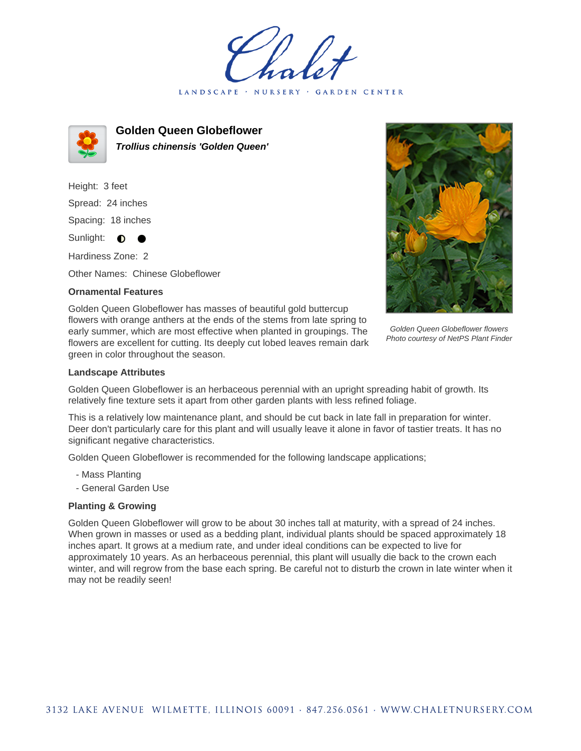Chalet

LANDSCAPE · NURSERY · GARDEN CENTER

# Golden Queen Globeflower

***Trollius chinensis 'Golden Queen'***

Height: 3 feet

Spread: 24 inches

Spacing: 18 inches

Sunlight: ◐ ●

Hardiness Zone: 2

Other Names: Chinese Globeflower

### Ornamental Features

Golden Queen Globeflower has masses of beautiful gold buttercup flowers with orange anthers at the ends of the stems from late spring to early summer, which are most effective when planted in groupings. The flowers are excellent for cutting. Its deeply cut lobed leaves remain dark green in color throughout the season.

*Golden Queen Globeflower flowers*
*Photo courtesy of NetPS Plant Finder*

### Landscape Attributes

Golden Queen Globeflower is an herbaceous perennial with an upright spreading habit of growth. Its relatively fine texture sets it apart from other garden plants with less refined foliage.

This is a relatively low maintenance plant, and should be cut back in late fall in preparation for winter. Deer don't particularly care for this plant and will usually leave it alone in favor of tastier treats. It has no significant negative characteristics.

Golden Queen Globeflower is recommended for the following landscape applications;

- Mass Planting
- General Garden Use

### Planting & Growing

Golden Queen Globeflower will grow to be about 30 inches tall at maturity, with a spread of 24 inches. When grown in masses or used as a bedding plant, individual plants should be spaced approximately 18 inches apart. It grows at a medium rate, and under ideal conditions can be expected to live for approximately 10 years. As an herbaceous perennial, this plant will usually die back to the crown each winter, and will regrow from the base each spring. Be careful not to disturb the crown in late winter when it may not be readily seen!

3132 LAKE AVENUE WILMETTE, ILLINOIS 60091 · 847.256.0561 · WWW.CHALETNURSERY.COM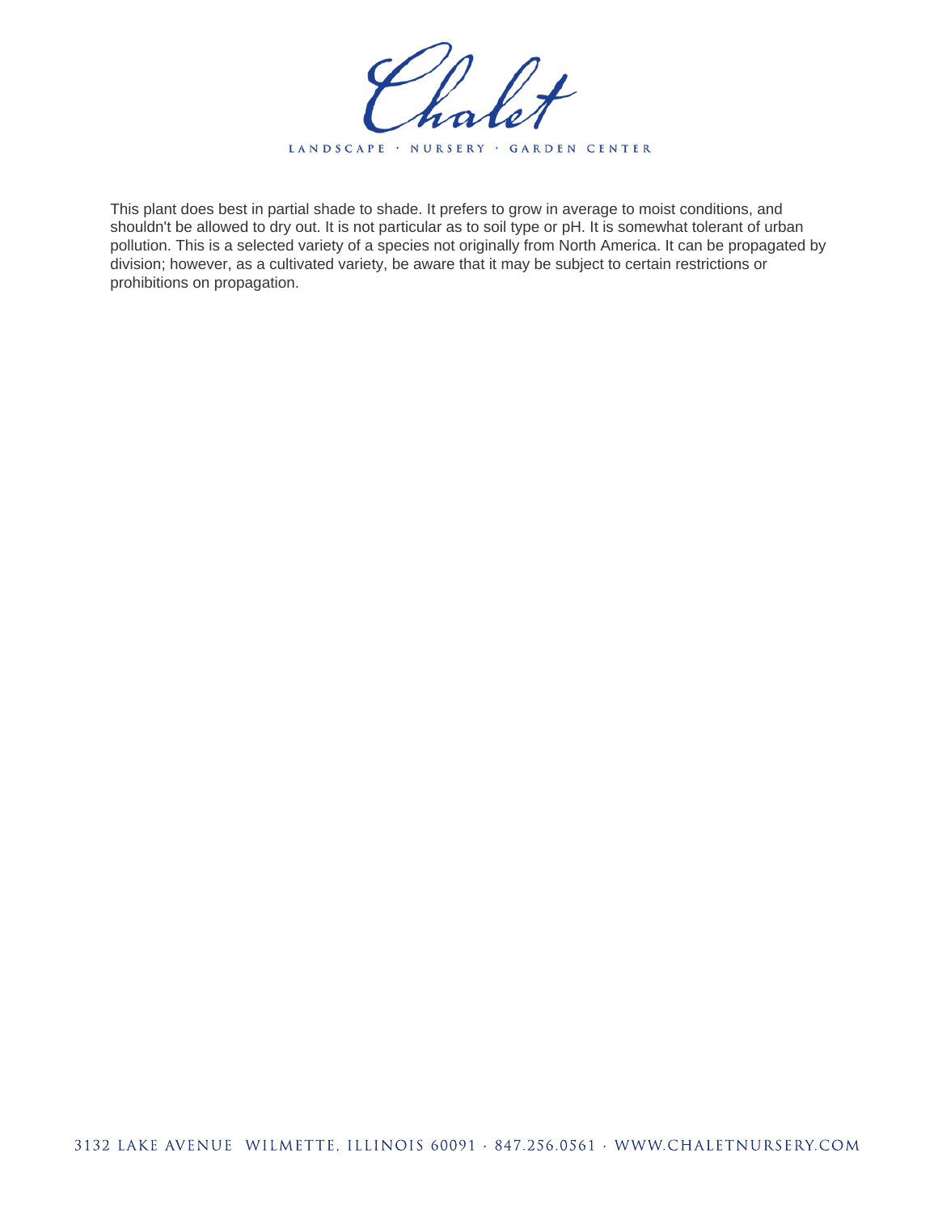This plant does best in partial shade to shade. It prefers to grow in average to moist conditions, and shouldn't be allowed to dry out. It is not particular as to soil type or pH. It is somewhat tolerant of urban pollution. This is a selected variety of a species not originally from North America. It can be propagated by division; however, as a cultivated variety, be aware that it may be subject to certain restrictions or prohibitions on propagation.